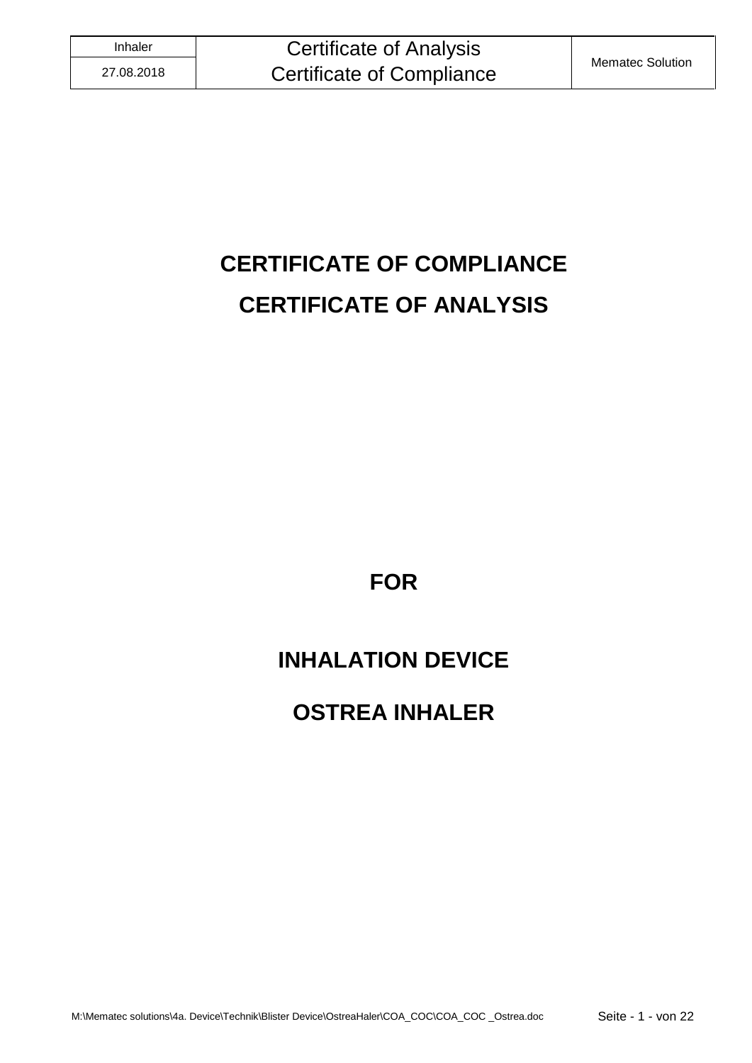# CERTIFICATE OF COMPLIANCE

# CERTIFICATE OF ANALYSIS

## FOR

## INHALATION DEVICE

## OSTREA INHALER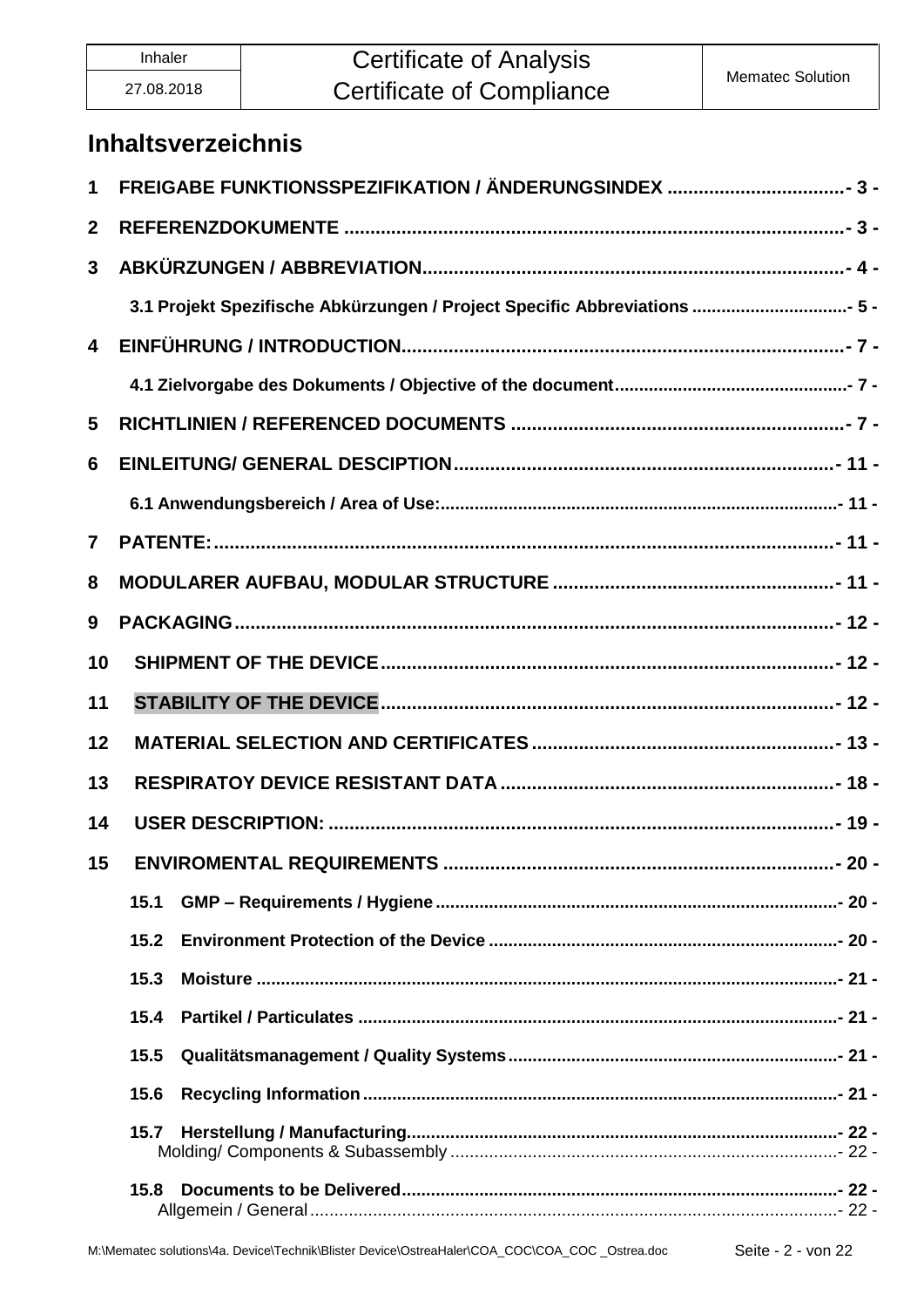# Inhaltsverzeichnis

1 FREIGABE FUNKTIONSSPEZIFIKATION / ÄNDERUNGSINDEX .................................- 3 -

2 REFERENZDOKUMENTE ................................................................................- 3 -

3 ABKÜRZUNGEN / ABBREVIATION................................................................- 4 -

3.1 Projekt Spezifische Abkürzungen / Project Specific Abbreviations ...............................- 5 -

4 EINFÜHRUNG / INTRODUCTION....................................................................- 7 -

4.1 Zielvorgabe des Dokuments / Objective of the document................................................- 7 -

5 RICHTLINIEN / REFERENCED DOCUMENTS ...............................................- 7 -

6 EINLEITUNG/ GENERAL DESCIPTION........................................................- 11 -

6.1 Anwendungsbereich / Area of Use:................................................................................- 11 -

7 PATENTE:......................................................................................................- 11 -

8 MODULARER AUFBAU, MODULAR STRUCTURE ......................................- 11 -

9 PACKAGING..................................................................................................- 12 -

10 SHIPMENT OF THE DEVICE.......................................................................- 12 -

11 STABILITY OF THE DEVICE.......................................................................- 12 -

12 MATERIAL SELECTION AND CERTIFICATES .........................................- 13 -

13 RESPIRATOY DEVICE RESISTANT DATA ...............................................- 18 -

14 USER DESCRIPTION: .................................................................................- 19 -

15 ENVIROMENTAL REQUIREMENTS ...........................................................- 20 -

15.1 GMP – Requirements / Hygiene .................................................................................- 20 -

15.2 Environment Protection of the Device ......................................................................- 20 -

15.3 Moisture ......................................................................................................................- 21 -

15.4 Partikel / Particulates .................................................................................................- 21 -

15.5 Qualitätsmanagement / Quality Systems...................................................................- 21 -

15.6 Recycling Information ................................................................................................- 21 -

15.7 Herstellung / Manufacturing.......................................................................................- 22 -
Molding/ Components & Subassembly ...............................................................................- 22 -

15.8 Documents to be Delivered.........................................................................................- 22 -
Allgemein / General............................................................................................................- 22 -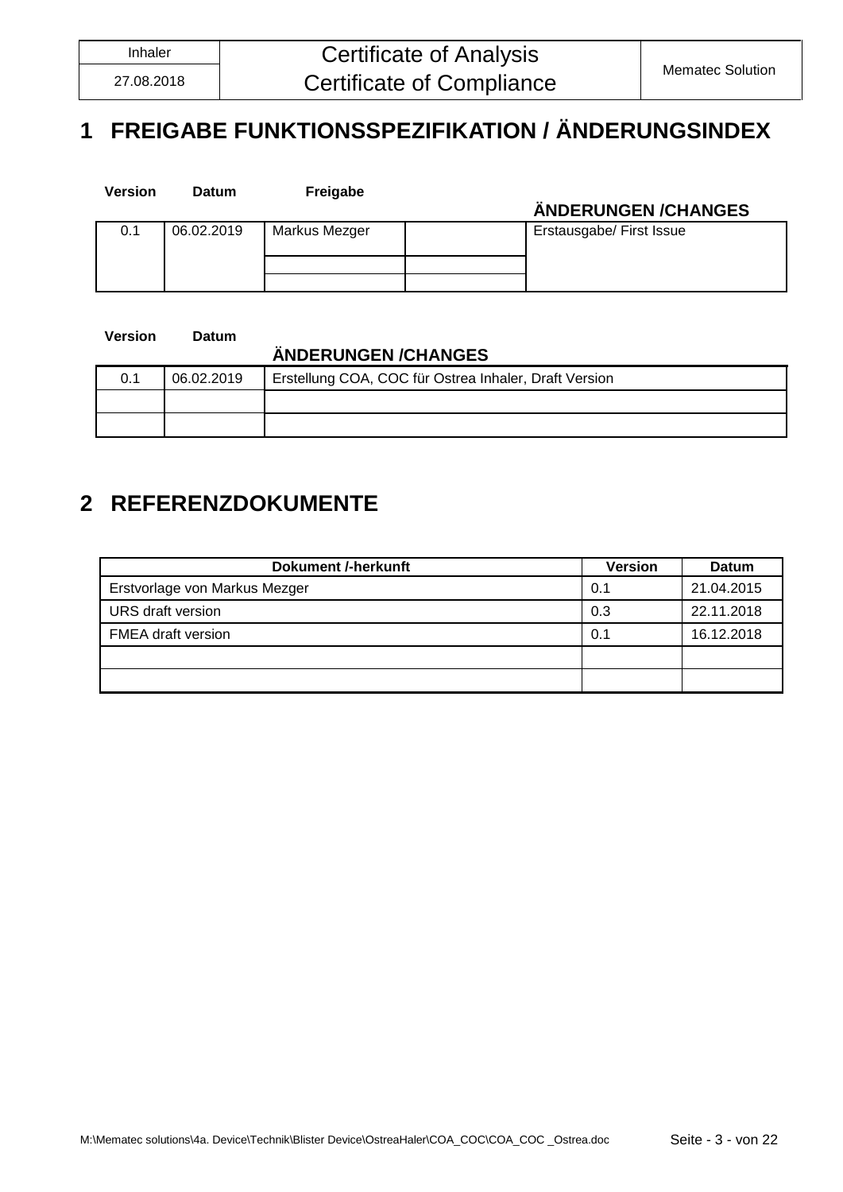# 1 FREIGABE FUNKTIONSSPEZIFIKATION / ÄNDERUNGSINDEX

| Version | Datum | Freigabe | | ÄNDERUNGEN /CHANGES |
|---|---|---|---|---|
| 0.1 | 06.02.2019 | Markus Mezger | | Erstausgabe/ First Issue |
| | | | | |
| | | | | |

| Version | Datum | ÄNDERUNGEN /CHANGES |
|---|---|---|
| 0.1 | 06.02.2019 | Erstellung COA, COC für Ostrea Inhaler, Draft Version |
| | | |
| | | |

# 2 REFERENZDOKUMENTE

| Dokument /-herkunft | Version | Datum |
|---|---|---|
| Erstvorlage von Markus Mezger | 0.1 | 21.04.2015 |
| URS draft version | 0.3 | 22.11.2018 |
| FMEA draft version | 0.1 | 16.12.2018 |
| | | |
| | | |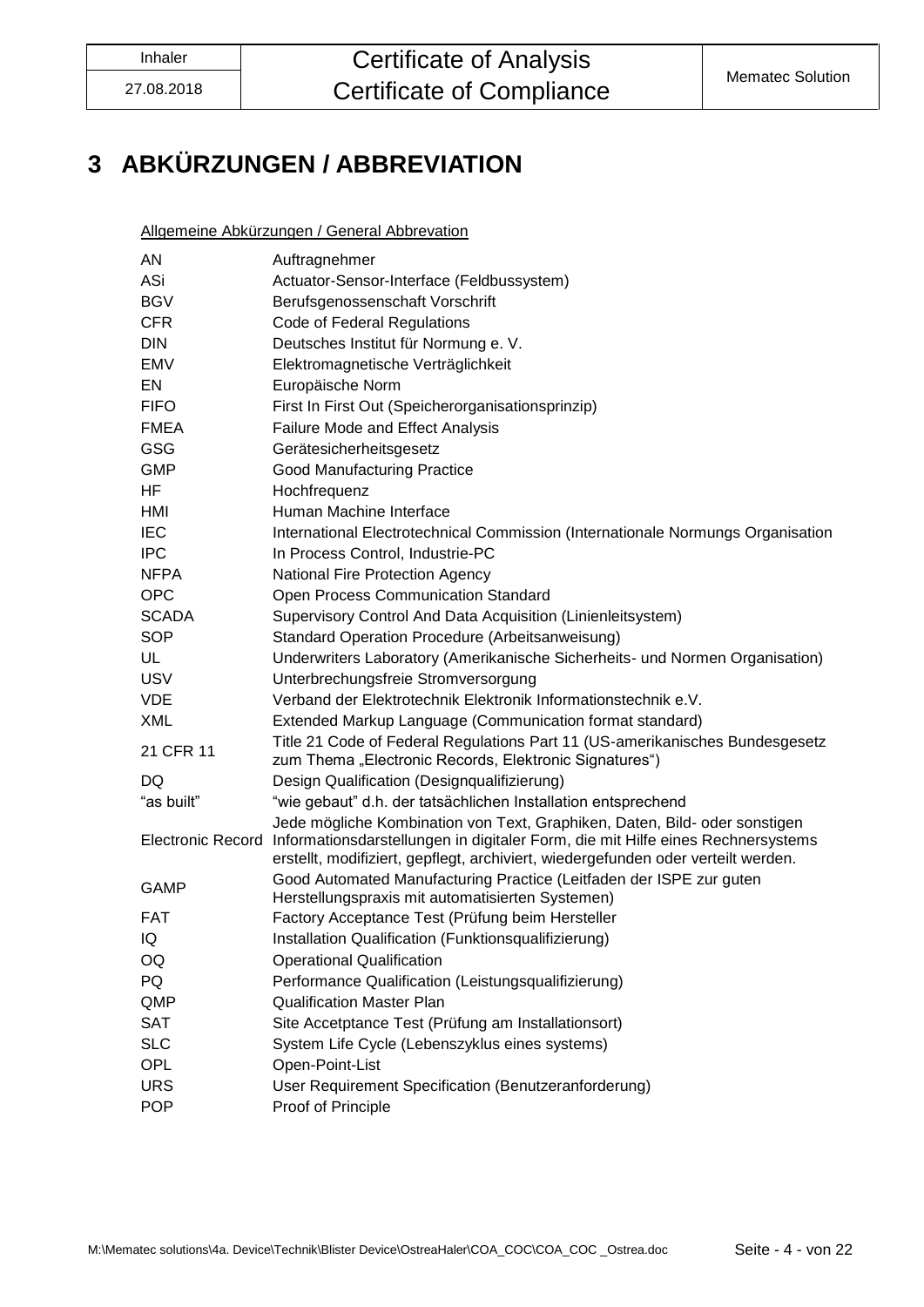# 3 ABKÜRZUNGEN / ABBREVIATION

Allgemeine Abkürzungen / General Abbrevation

| | |
|---|---|
| AN | Auftragnehmer |
| ASi | Actuator-Sensor-Interface (Feldbussystem) |
| BGV | Berufsgenossenschaft Vorschrift |
| CFR | Code of Federal Regulations |
| DIN | Deutsches Institut für Normung e. V. |
| EMV | Elektromagnetische Verträglichkeit |
| EN | Europäische Norm |
| FIFO | First In First Out (Speicherorganisationsprinzip) |
| FMEA | Failure Mode and Effect Analysis |
| GSG | Gerätesicherheitsgesetz |
| GMP | Good Manufacturing Practice |
| HF | Hochfrequenz |
| HMI | Human Machine Interface |
| IEC | International Electrotechnical Commission (Internationale Normungs Organisation |
| IPC | In Process Control, Industrie-PC |
| NFPA | National Fire Protection Agency |
| OPC | Open Process Communication Standard |
| SCADA | Supervisory Control And Data Acquisition (Linienleitsystem) |
| SOP | Standard Operation Procedure (Arbeitsanweisung) |
| UL | Underwriters Laboratory (Amerikanische Sicherheits- und Normen Organisation) |
| USV | Unterbrechungsfreie Stromversorgung |
| VDE | Verband der Elektrotechnik Elektronik Informationstechnik e.V. |
| XML | Extended Markup Language (Communication format standard) |
| 21 CFR 11 | Title 21 Code of Federal Regulations Part 11 (US-amerikanisches Bundesgesetz zum Thema „Electronic Records, Elektronic Signatures") |
| DQ | Design Qualification (Designqualifizierung) |
| "as built" | "wie gebaut" d.h. der tatsächlichen Installation entsprechend |
| Electronic Record | Jede mögliche Kombination von Text, Graphiken, Daten, Bild- oder sonstigen Informationsdarstellungen in digitaler Form, die mit Hilfe eines Rechnersystems erstellt, modifiziert, gepflegt, archiviert, wiedergefunden oder verteilt werden. |
| GAMP | Good Automated Manufacturing Practice (Leitfaden der ISPE zur guten Herstellungspraxis mit automatisierten Systemen) |
| FAT | Factory Acceptance Test (Prüfung beim Hersteller |
| IQ | Installation Qualification (Funktionsqualifizierung) |
| OQ | Operational Qualification |
| PQ | Performance Qualification (Leistungsqualifizierung) |
| QMP | Qualification Master Plan |
| SAT | Site Accetptance Test (Prüfung am Installationsort) |
| SLC | System Life Cycle (Lebenszyklus eines systems) |
| OPL | Open-Point-List |
| URS | User Requirement Specification (Benutzeranforderung) |
| POP | Proof of Principle |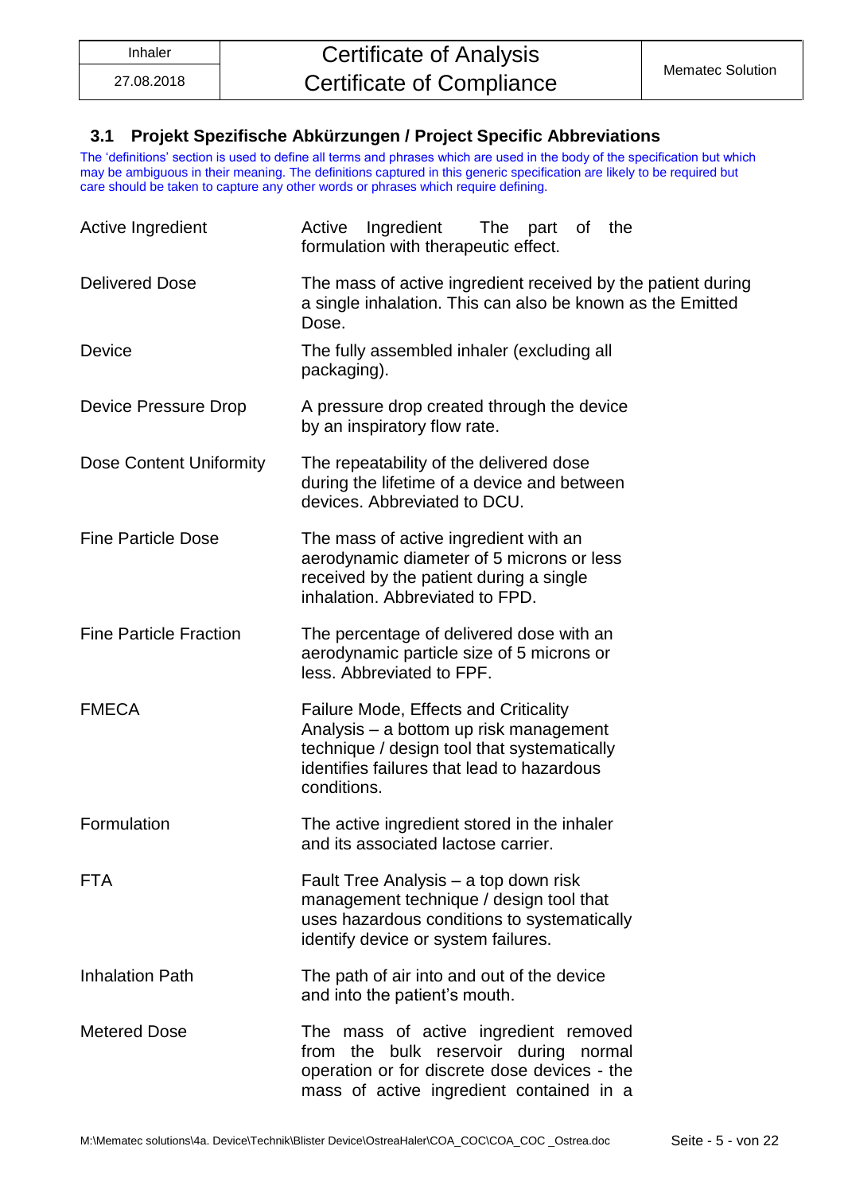## 3.1 Projekt Spezifische Abkürzungen / Project Specific Abbreviations

The 'definitions' section is used to define all terms and phrases which are used in the body of the specification but which may be ambiguous in their meaning. The definitions captured in this generic specification are likely to be required but care should be taken to capture any other words or phrases which require defining.

| | |
|---|---|
| Active Ingredient | Active Ingredient The part of the formulation with therapeutic effect. |
| Delivered Dose | The mass of active ingredient received by the patient during a single inhalation. This can also be known as the Emitted Dose. |
| Device | The fully assembled inhaler (excluding all packaging). |
| Device Pressure Drop | A pressure drop created through the device by an inspiratory flow rate. |
| Dose Content Uniformity | The repeatability of the delivered dose during the lifetime of a device and between devices. Abbreviated to DCU. |
| Fine Particle Dose | The mass of active ingredient with an aerodynamic diameter of 5 microns or less received by the patient during a single inhalation. Abbreviated to FPD. |
| Fine Particle Fraction | The percentage of delivered dose with an aerodynamic particle size of 5 microns or less. Abbreviated to FPF. |
| FMECA | Failure Mode, Effects and Criticality Analysis – a bottom up risk management technique / design tool that systematically identifies failures that lead to hazardous conditions. |
| Formulation | The active ingredient stored in the inhaler and its associated lactose carrier. |
| FTA | Fault Tree Analysis – a top down risk management technique / design tool that uses hazardous conditions to systematically identify device or system failures. |
| Inhalation Path | The path of air into and out of the device and into the patient's mouth. |
| Metered Dose | The mass of active ingredient removed from the bulk reservoir during normal operation or for discrete dose devices - the mass of active ingredient contained in a |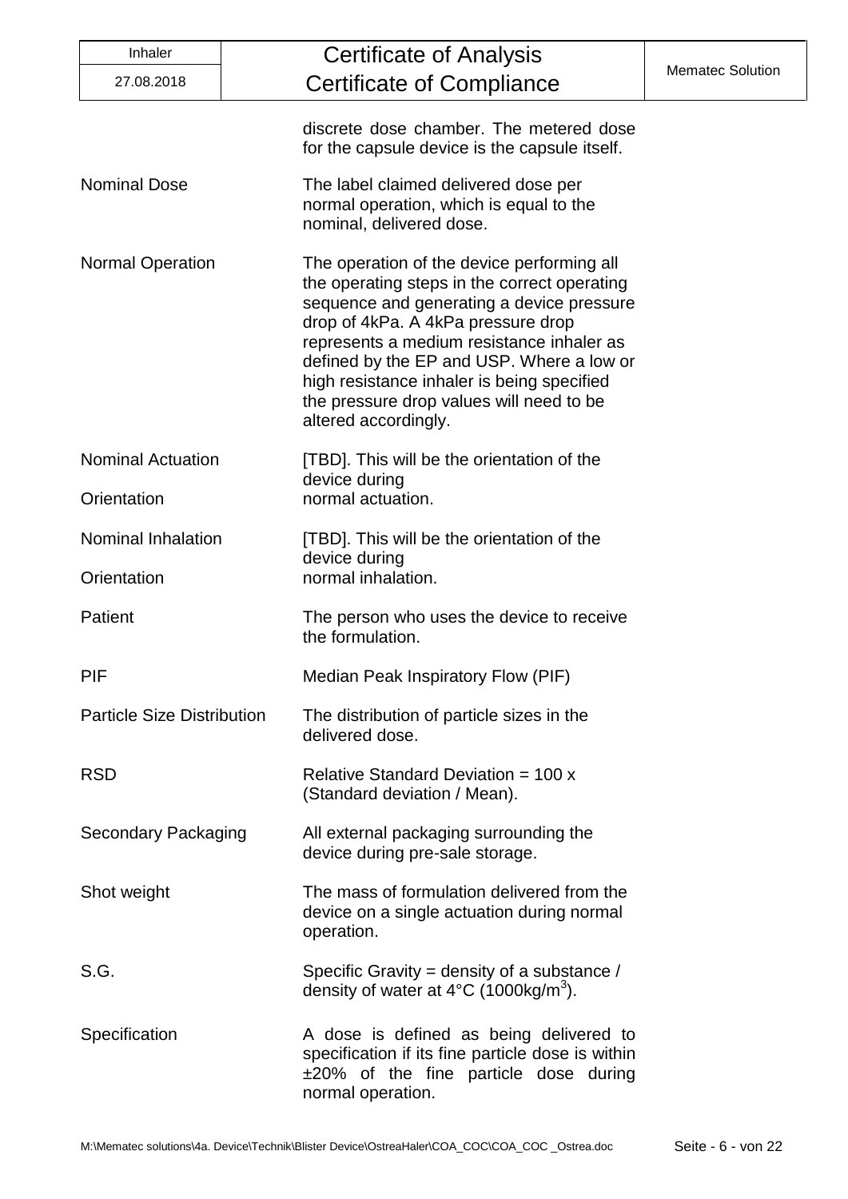discrete dose chamber. The metered dose for the capsule device is the capsule itself.

| | |
|---|---|
| Nominal Dose | The label claimed delivered dose per normal operation, which is equal to the nominal, delivered dose. |
| Normal Operation | The operation of the device performing all the operating steps in the correct operating sequence and generating a device pressure drop of 4kPa. A 4kPa pressure drop represents a medium resistance inhaler as defined by the EP and USP. Where a low or high resistance inhaler is being specified the pressure drop values will need to be altered accordingly. |
| Nominal Actuation Orientation | [TBD]. This will be the orientation of the device during normal actuation. |
| Nominal Inhalation Orientation | [TBD]. This will be the orientation of the device during normal inhalation. |
| Patient | The person who uses the device to receive the formulation. |
| PIF | Median Peak Inspiratory Flow (PIF) |
| Particle Size Distribution | The distribution of particle sizes in the delivered dose. |
| RSD | Relative Standard Deviation = 100 x (Standard deviation / Mean). |
| Secondary Packaging | All external packaging surrounding the device during pre-sale storage. |
| Shot weight | The mass of formulation delivered from the device on a single actuation during normal operation. |
| S.G. | Specific Gravity = density of a substance / density of water at 4°C (1000kg/m$^3$). |
| Specification | A dose is defined as being delivered to specification if its fine particle dose is within ±20% of the fine particle dose during normal operation. |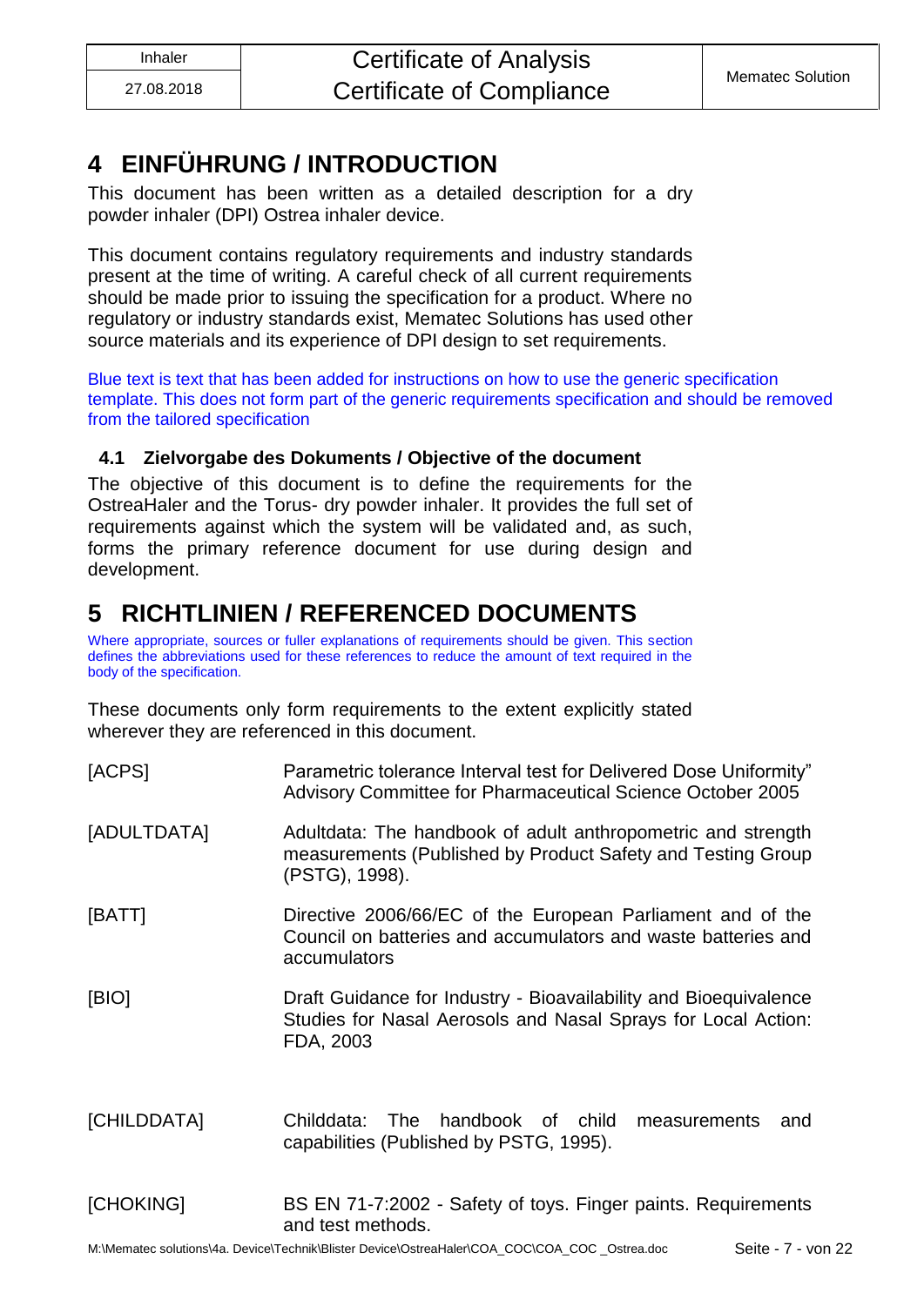# 4 EINFÜHRUNG / INTRODUCTION

This document has been written as a detailed description for a dry powder inhaler (DPI) Ostrea inhaler device.

This document contains regulatory requirements and industry standards present at the time of writing. A careful check of all current requirements should be made prior to issuing the specification for a product. Where no regulatory or industry standards exist, Mematec Solutions has used other source materials and its experience of DPI design to set requirements.

Blue text is text that has been added for instructions on how to use the generic specification template. This does not form part of the generic requirements specification and should be removed from the tailored specification

## 4.1 Zielvorgabe des Dokuments / Objective of the document

The objective of this document is to define the requirements for the OstreaHaler and the Torus- dry powder inhaler. It provides the full set of requirements against which the system will be validated and, as such, forms the primary reference document for use during design and development.

# 5 RICHTLINIEN / REFERENCED DOCUMENTS

Where appropriate, sources or fuller explanations of requirements should be given. This section defines the abbreviations used for these references to reduce the amount of text required in the body of the specification.

These documents only form requirements to the extent explicitly stated wherever they are referenced in this document.

| | |
|---|---|
| [ACPS] | Parametric tolerance Interval test for Delivered Dose Uniformity" Advisory Committee for Pharmaceutical Science October 2005 |
| [ADULTDATA] | Adultdata: The handbook of adult anthropometric and strength measurements (Published by Product Safety and Testing Group (PSTG), 1998). |
| [BATT] | Directive 2006/66/EC of the European Parliament and of the Council on batteries and accumulators and waste batteries and accumulators |
| [BIO] | Draft Guidance for Industry - Bioavailability and Bioequivalence Studies for Nasal Aerosols and Nasal Sprays for Local Action: FDA, 2003 |
| [CHILDDATA] | Childdata: The handbook of child measurements and capabilities (Published by PSTG, 1995). |
| [CHOKING] | BS EN 71-7:2002 - Safety of toys. Finger paints. Requirements and test methods. |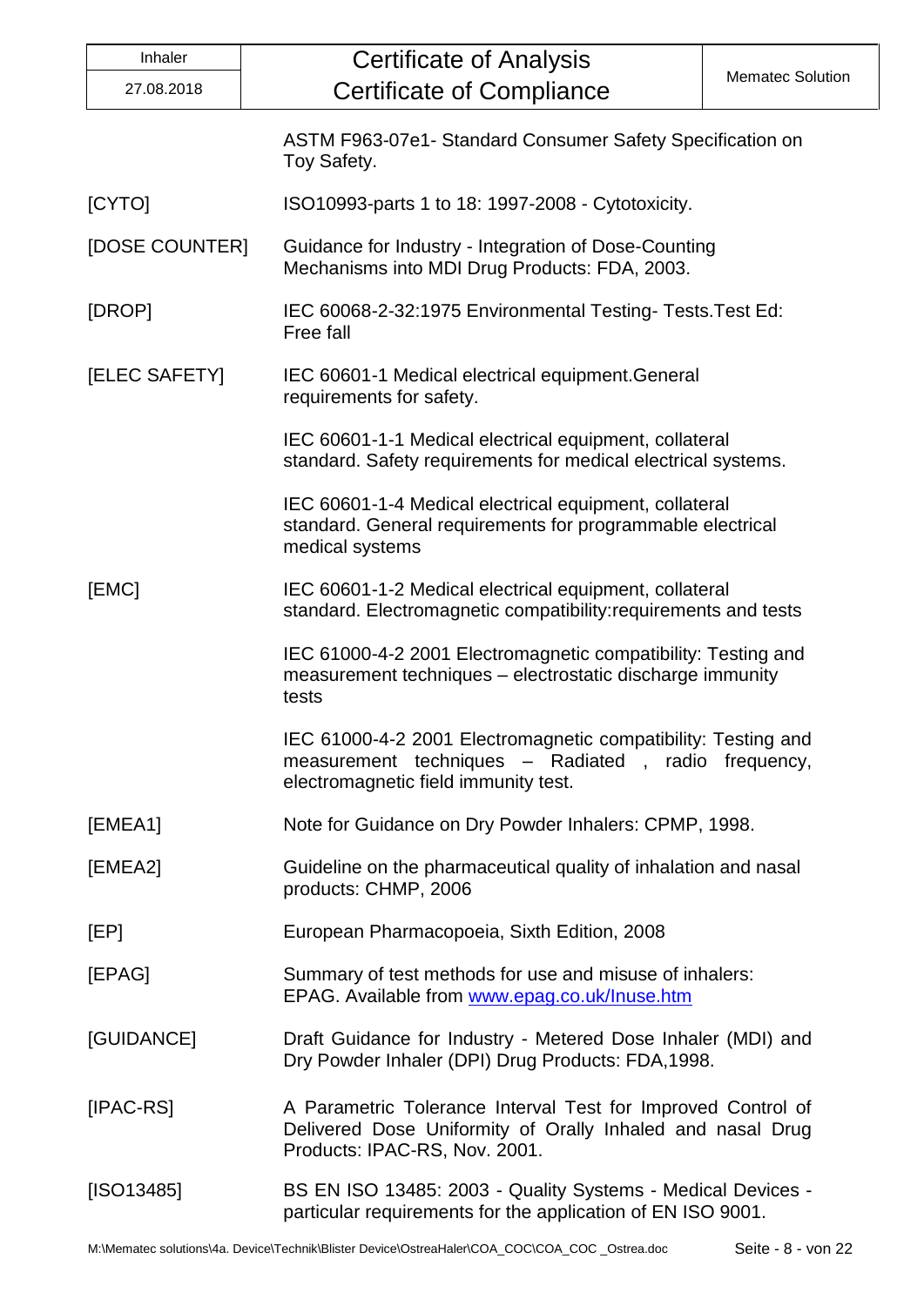| | |
|---|---|
| | ASTM F963-07e1- Standard Consumer Safety Specification on Toy Safety. |
| [CYTO] | ISO10993-parts 1 to 18: 1997-2008 - Cytotoxicity. |
| [DOSE COUNTER] | Guidance for Industry - Integration of Dose-Counting Mechanisms into MDI Drug Products: FDA, 2003. |
| [DROP] | IEC 60068-2-32:1975 Environmental Testing- Tests.Test Ed: Free fall |
| [ELEC SAFETY] | IEC 60601-1 Medical electrical equipment.General requirements for safety. |
| | IEC 60601-1-1 Medical electrical equipment, collateral standard. Safety requirements for medical electrical systems. |
| | IEC 60601-1-4 Medical electrical equipment, collateral standard. General requirements for programmable electrical medical systems |
| [EMC] | IEC 60601-1-2 Medical electrical equipment, collateral standard. Electromagnetic compatibility:requirements and tests |
| | IEC 61000-4-2 2001 Electromagnetic compatibility: Testing and measurement techniques – electrostatic discharge immunity tests |
| | IEC 61000-4-2 2001 Electromagnetic compatibility: Testing and measurement techniques – Radiated , radio frequency, electromagnetic field immunity test. |
| [EMEA1] | Note for Guidance on Dry Powder Inhalers: CPMP, 1998. |
| [EMEA2] | Guideline on the pharmaceutical quality of inhalation and nasal products: CHMP, 2006 |
| [EP] | European Pharmacopoeia, Sixth Edition, 2008 |
| [EPAG] | Summary of test methods for use and misuse of inhalers: EPAG. Available from www.epag.co.uk/Inuse.htm |
| [GUIDANCE] | Draft Guidance for Industry - Metered Dose Inhaler (MDI) and Dry Powder Inhaler (DPI) Drug Products: FDA,1998. |
| [IPAC-RS] | A Parametric Tolerance Interval Test for Improved Control of Delivered Dose Uniformity of Orally Inhaled and nasal Drug Products: IPAC-RS, Nov. 2001. |
| [ISO13485] | BS EN ISO 13485: 2003 - Quality Systems - Medical Devices - particular requirements for the application of EN ISO 9001. |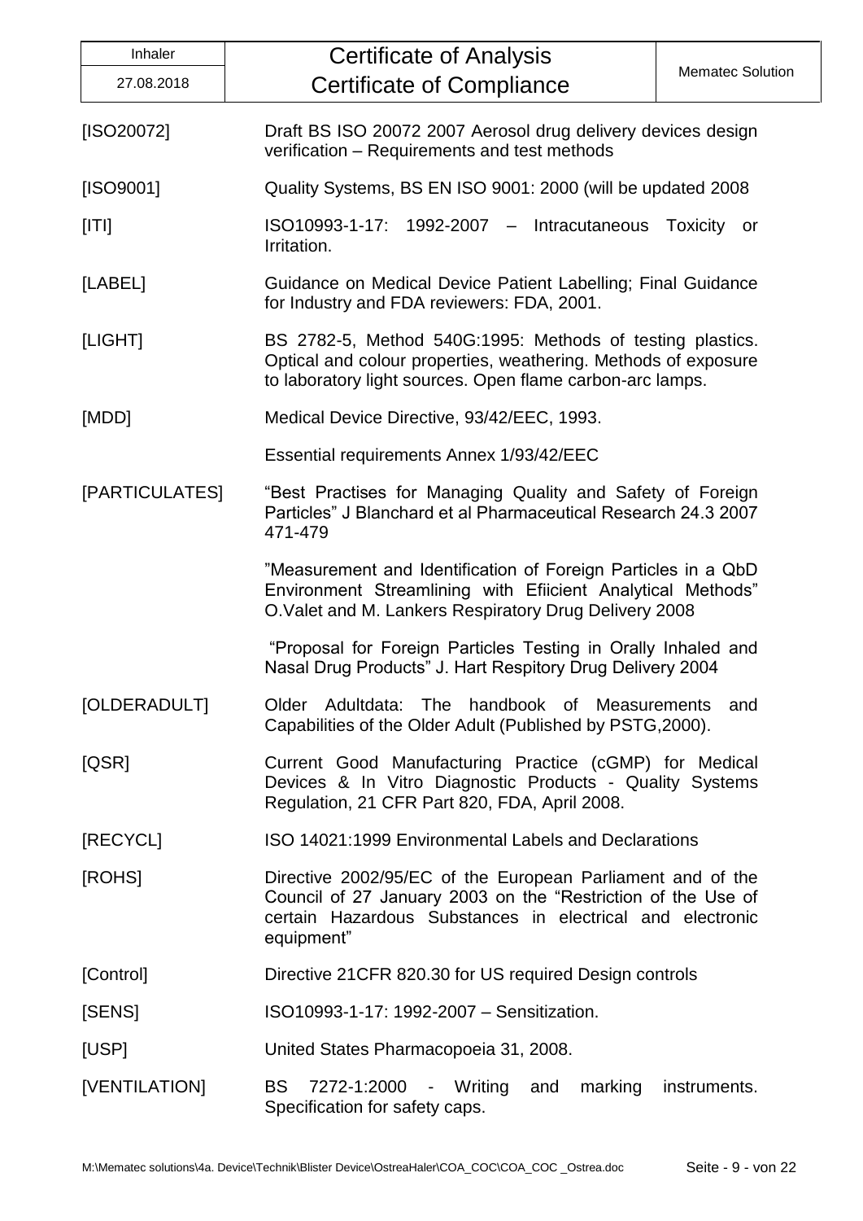[ISO20072] Draft BS ISO 20072 2007 Aerosol drug delivery devices design verification – Requirements and test methods

[ISO9001] Quality Systems, BS EN ISO 9001: 2000 (will be updated 2008

[ITI] ISO10993-1-17: 1992-2007 – Intracutaneous Toxicity or Irritation.

[LABEL] Guidance on Medical Device Patient Labelling; Final Guidance for Industry and FDA reviewers: FDA, 2001.

[LIGHT] BS 2782-5, Method 540G:1995: Methods of testing plastics. Optical and colour properties, weathering. Methods of exposure to laboratory light sources. Open flame carbon-arc lamps.

[MDD] Medical Device Directive, 93/42/EEC, 1993.

Essential requirements Annex 1/93/42/EEC

[PARTICULATES] “Best Practises for Managing Quality and Safety of Foreign Particles” J Blanchard et al Pharmaceutical Research 24.3 2007 471-479

”Measurement and Identification of Foreign Particles in a QbD Environment Streamlining with Efiicient Analytical Methods” O.Valet and M. Lankers Respiratory Drug Delivery 2008

“Proposal for Foreign Particles Testing in Orally Inhaled and Nasal Drug Products” J. Hart Respitory Drug Delivery 2004

[OLDERADULT] Older Adultdata: The handbook of Measurements and Capabilities of the Older Adult (Published by PSTG,2000).

[QSR] Current Good Manufacturing Practice (cGMP) for Medical Devices & In Vitro Diagnostic Products - Quality Systems Regulation, 21 CFR Part 820, FDA, April 2008.

[RECYCL] ISO 14021:1999 Environmental Labels and Declarations

[ROHS] Directive 2002/95/EC of the European Parliament and of the Council of 27 January 2003 on the “Restriction of the Use of certain Hazardous Substances in electrical and electronic equipment”

[Control] Directive 21CFR 820.30 for US required Design controls

[SENS] ISO10993-1-17: 1992-2007 – Sensitization.

[USP] United States Pharmacopoeia 31, 2008.

[VENTILATION] BS 7272-1:2000 - Writing and marking instruments. Specification for safety caps.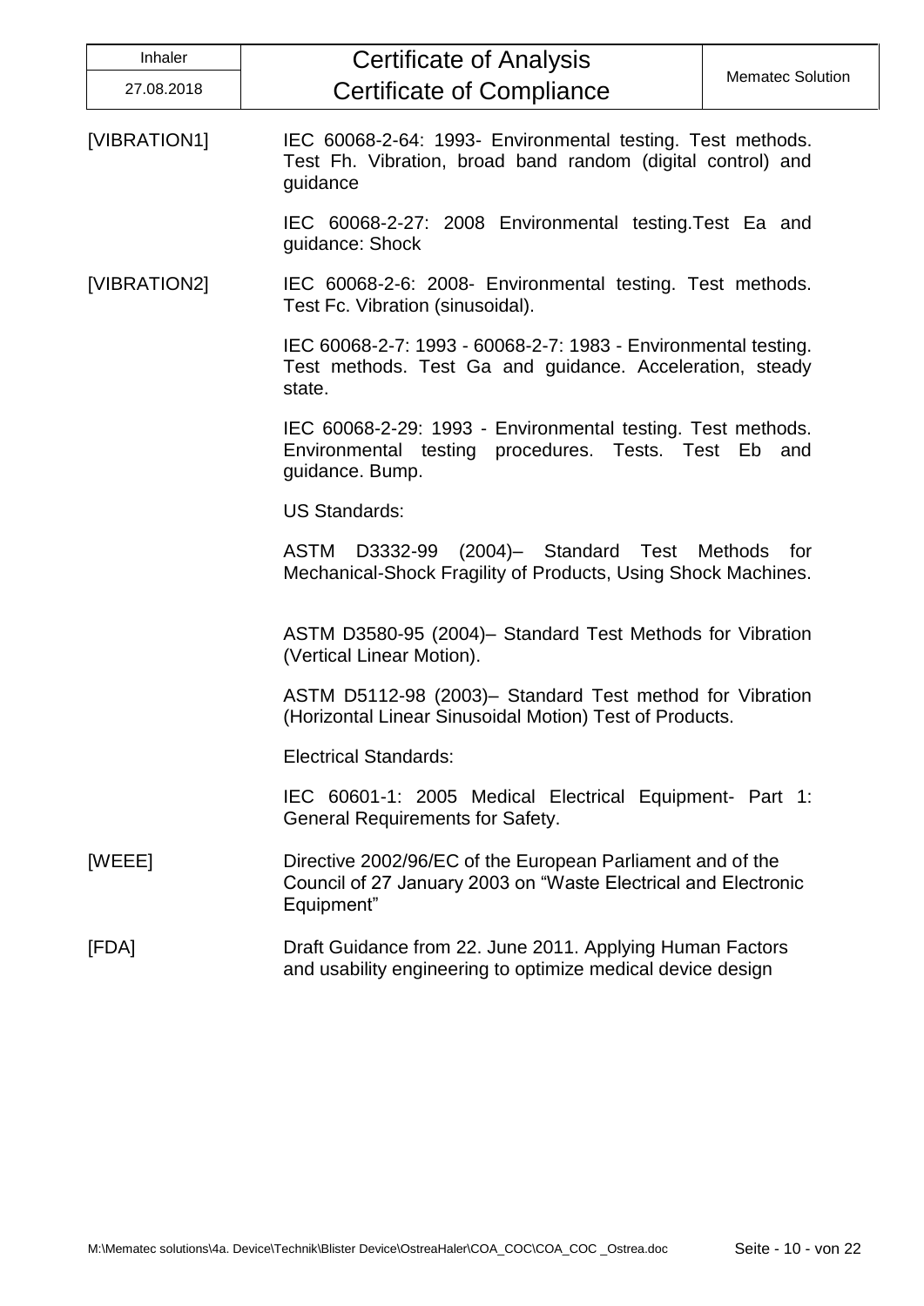| | |
|---|---|
| [VIBRATION1] | IEC 60068-2-64: 1993- Environmental testing. Test methods. Test Fh. Vibration, broad band random (digital control) and guidance |
| | IEC 60068-2-27: 2008 Environmental testing.Test Ea and guidance: Shock |
| [VIBRATION2] | IEC 60068-2-6: 2008- Environmental testing. Test methods. Test Fc. Vibration (sinusoidal). |
| | IEC 60068-2-7: 1993 - 60068-2-7: 1983 - Environmental testing. Test methods. Test Ga and guidance. Acceleration, steady state. |
| | IEC 60068-2-29: 1993 - Environmental testing. Test methods. Environmental testing procedures. Tests. Test Eb and guidance. Bump. |
| | US Standards: |
| | ASTM D3332-99 (2004)– Standard Test Methods for Mechanical-Shock Fragility of Products, Using Shock Machines. |
| | ASTM D3580-95 (2004)– Standard Test Methods for Vibration (Vertical Linear Motion). |
| | ASTM D5112-98 (2003)– Standard Test method for Vibration (Horizontal Linear Sinusoidal Motion) Test of Products. |
| | Electrical Standards: |
| | IEC 60601-1: 2005 Medical Electrical Equipment- Part 1: General Requirements for Safety. |
| [WEEE] | Directive 2002/96/EC of the European Parliament and of the Council of 27 January 2003 on "Waste Electrical and Electronic Equipment" |
| [FDA] | Draft Guidance from 22. June 2011. Applying Human Factors and usability engineering to optimize medical device design |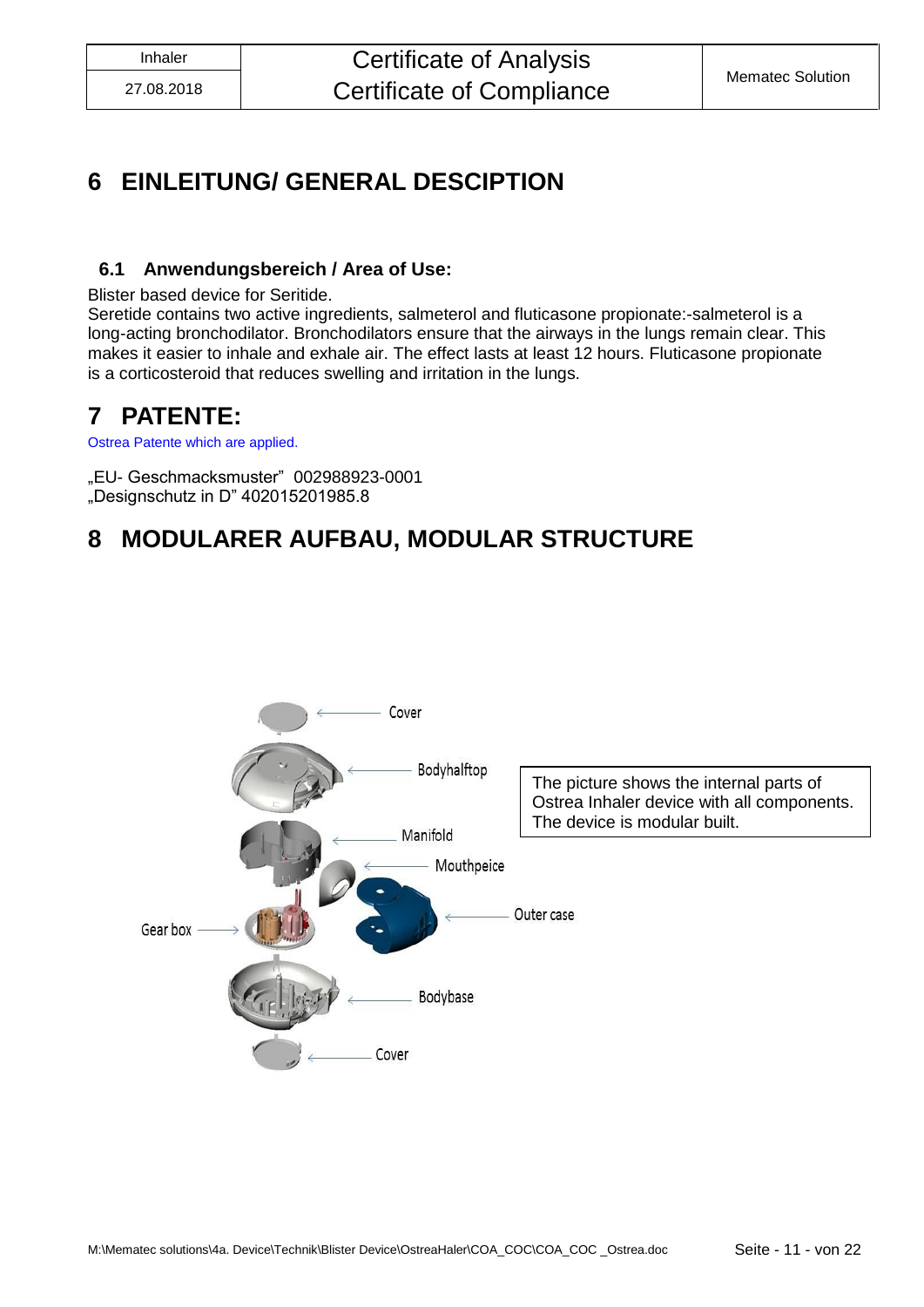# 6 EINLEITUNG/ GENERAL DESCIPTION

## 6.1 Anwendungsbereich / Area of Use:

Blister based device for Seritide.
Seretide contains two active ingredients, salmeterol and fluticasone propionate:-salmeterol is a long-acting bronchodilator. Bronchodilators ensure that the airways in the lungs remain clear. This makes it easier to inhale and exhale air. The effect lasts at least 12 hours. Fluticasone propionate is a corticosteroid that reduces swelling and irritation in the lungs.

# 7 PATENTE:

Ostrea Patente which are applied.

„EU- Geschmacksmuster" 002988923-0001
„Designschutz in D" 402015201985.8

# 8 MODULARER AUFBAU, MODULAR STRUCTURE

Cover

Bodyhalftop

Manifold

Mouthpeice

Outer case

Gear box

Bodybase

Cover

The picture shows the internal parts of Ostrea Inhaler device with all components. The device is modular built.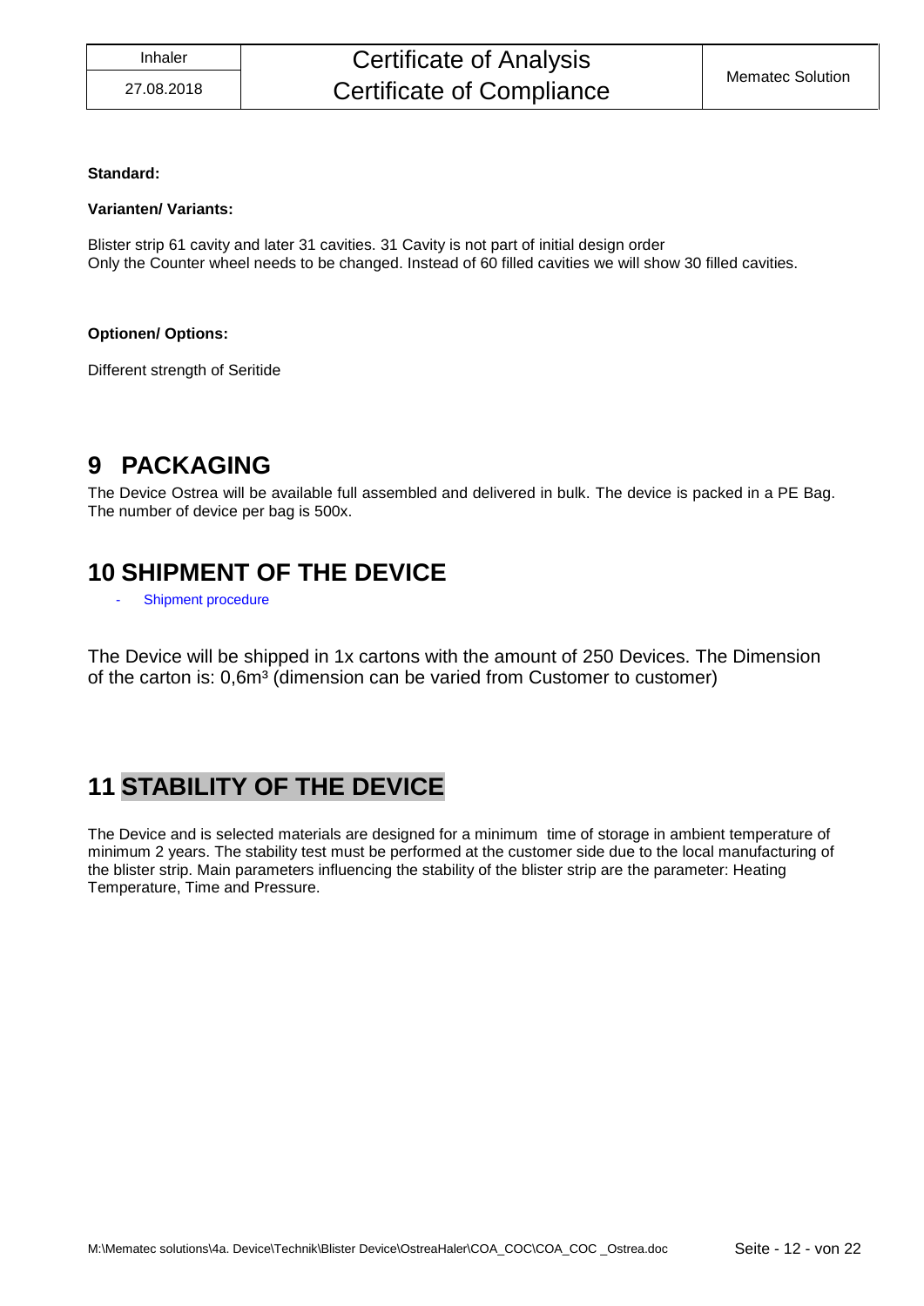**Standard:**

**Varianten/ Variants:**

Blister strip 61 cavity and later 31 cavities. 31 Cavity is not part of initial design order
Only the Counter wheel needs to be changed. Instead of 60 filled cavities we will show 30 filled cavities.

**Optionen/ Options:**

Different strength of Seritide

# 9 PACKAGING

The Device Ostrea will be available full assembled and delivered in bulk. The device is packed in a PE Bag. The number of device per bag is 500x.

# 10 SHIPMENT OF THE DEVICE

- Shipment procedure

The Device will be shipped in 1x cartons with the amount of 250 Devices. The Dimension of the carton is: 0,6m³ (dimension can be varied from Customer to customer)

# 11 STABILITY OF THE DEVICE

The Device and is selected materials are designed for a minimum time of storage in ambient temperature of minimum 2 years. The stability test must be performed at the customer side due to the local manufacturing of the blister strip. Main parameters influencing the stability of the blister strip are the parameter: Heating Temperature, Time and Pressure.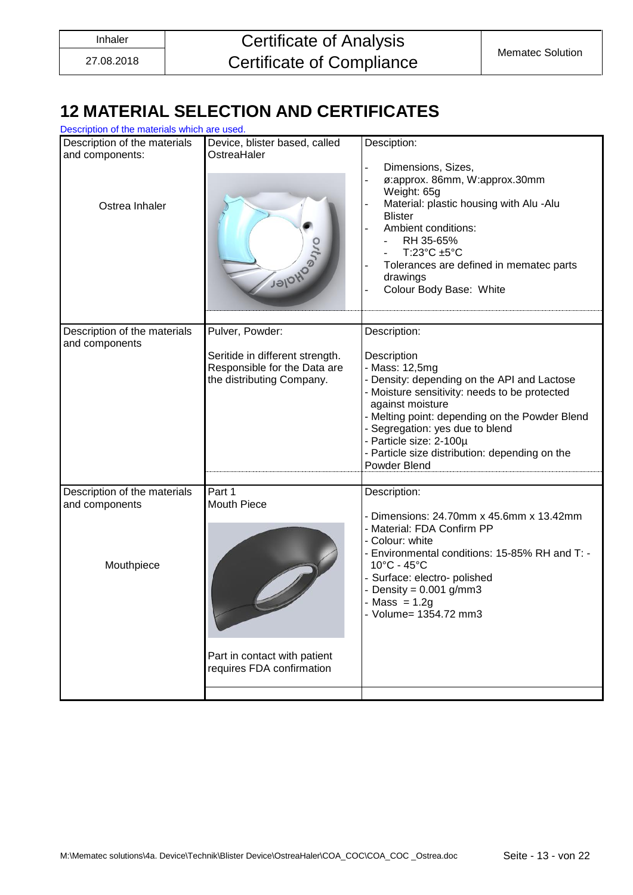## 12 MATERIAL SELECTION AND CERTIFICATES

Description of the materials which are used.

| Description of the materials and components: Ostrea Inhaler | Device, blister based, called OstreaHaler | Desciption:<br>- Dimensions, Sizes,<br>- ø:approx. 86mm, W:approx.30mm Weight: 65g<br>- Material: plastic housing with Alu -Alu Blister<br>- Ambient conditions:<br>  - RH 35-65%<br>  - T:23°C ±5°C<br>- Tolerances are defined in mematec parts drawings<br>- Colour Body Base: White |
|---|---|---|
| Description of the materials and components | Pulver, Powder:<br><br>Seritide in different strength. Responsible for the Data are the distributing Company. | Description:<br><br>Description<br>- Mass: 12,5mg<br>- Density: depending on the API and Lactose<br>- Moisture sensitivity: needs to be protected against moisture<br>- Melting point: depending on the Powder Blend<br>- Segregation: yes due to blend<br>- Particle size: 2-100µ<br>- Particle size distribution: depending on the Powder Blend |
| Description of the materials and components<br><br>Mouthpiece | Part 1<br>Mouth Piece<br><br>Part in contact with patient requires FDA confirmation | Description:<br><br>- Dimensions: 24.70mm x 45.6mm x 13.42mm<br>- Material: FDA Confirm PP<br>- Colour: white<br>- Environmental conditions: 15-85% RH and T: -10°C - 45°C<br>- Surface: electro- polished<br>- Density = 0.001 g/mm3<br>- Mass = 1.2g<br>- Volume= 1354.72 mm3 |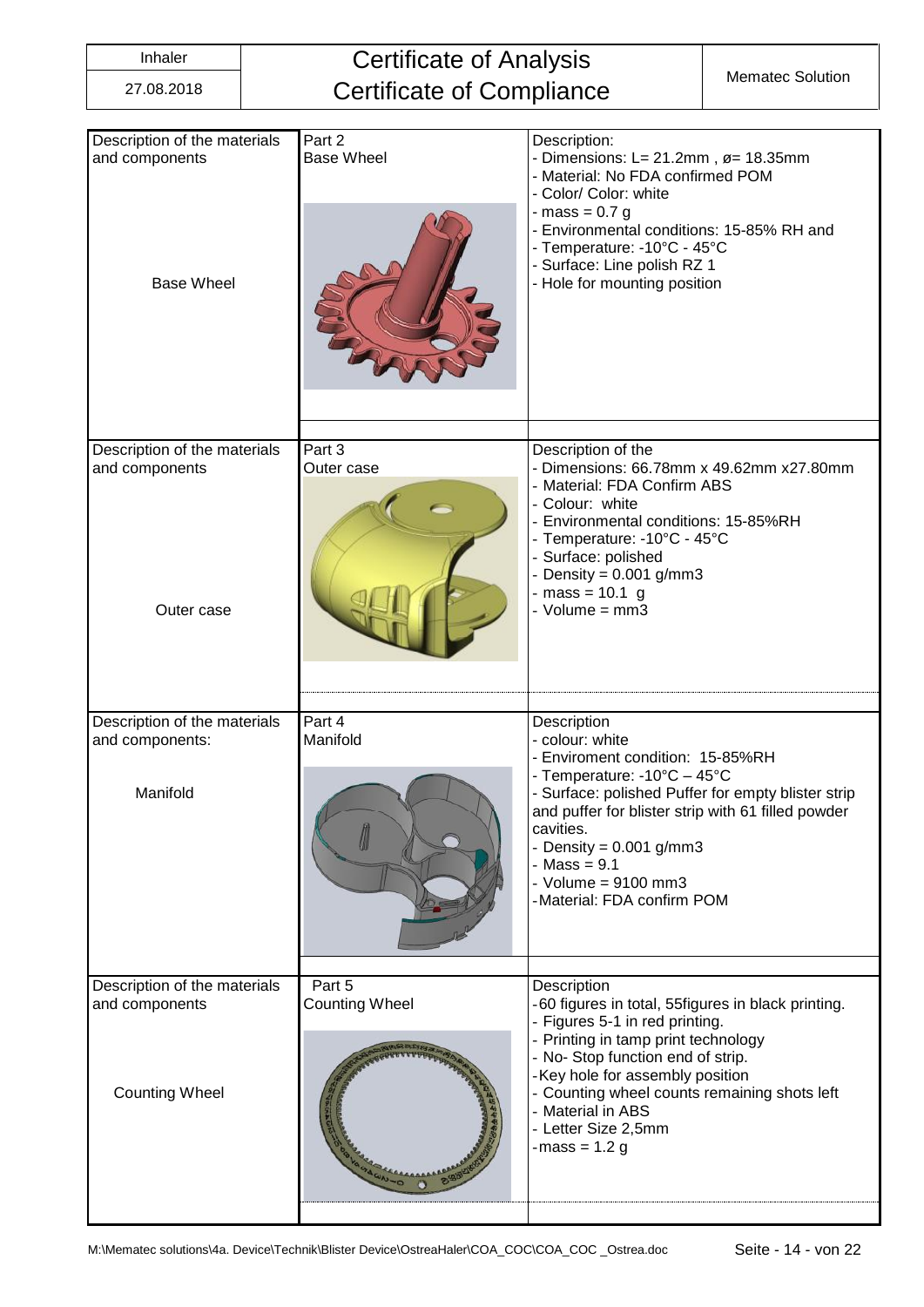| Inhaler | Certificate of Analysis<br>Certificate of Compliance | Mematec Solution |
|---|---|---|
| 27.08.2018 | | |

| Description of the materials and components | Part | Description |
|---|---|---|
| Description of the materials and components<br><br>Base Wheel | Part 2<br>Base Wheel | Description:<br>- Dimensions: L= 21.2mm , ø= 18.35mm<br>- Material: No FDA confirmed POM<br>- Color/ Color: white<br>- mass = 0.7 g<br>- Environmental conditions: 15-85% RH and<br>- Temperature: -10°C - 45°C<br>- Surface: Line polish RZ 1<br>- Hole for mounting position |
| Description of the materials and components<br><br>Outer case | Part 3<br>Outer case | Description of the<br>- Dimensions: 66.78mm x 49.62mm x27.80mm<br>- Material: FDA Confirm ABS<br>- Colour: white<br>- Environmental conditions: 15-85%RH<br>- Temperature: -10°C - 45°C<br>- Surface: polished<br>- Density = 0.001 g/mm3<br>- mass = 10.1 g<br>- Volume = mm3 |
| Description of the materials and components:<br><br>Manifold | Part 4<br>Manifold | Description<br>- colour: white<br>- Enviroment condition: 15-85%RH<br>- Temperature: -10°C – 45°C<br>- Surface: polished Puffer for empty blister strip and puffer for blister strip with 61 filled powder cavities.<br>- Density = 0.001 g/mm3<br>- Mass = 9.1<br>- Volume = 9100 mm3<br>-Material: FDA confirm POM |
| Description of the materials and components<br><br>Counting Wheel | Part 5<br>Counting Wheel | Description<br>-60 figures in total, 55figures in black printing.<br>- Figures 5-1 in red printing.<br>- Printing in tamp print technology<br>- No- Stop function end of strip.<br>-Key hole for assembly position<br>- Counting wheel counts remaining shots left<br>- Material in ABS<br>- Letter Size 2,5mm<br>-mass = 1.2 g |

M:\Mematec solutions\4a. Device\Technik\Blister Device\OstreaHaler\COA_COC\COA_COC _Ostrea.doc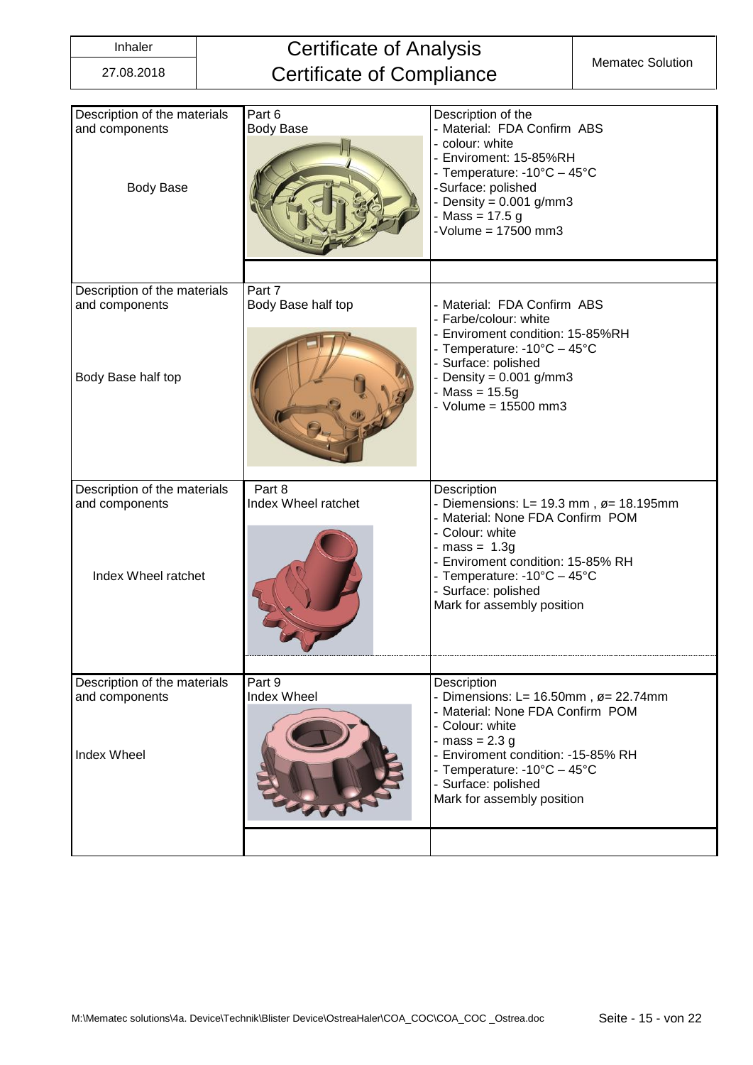| Inhaler | Certificate of Analysis<br>Certificate of Compliance | Mematec Solution |
|---|---|---|
| 27.08.2018 | | |

| Description of the materials and components | Part | Description |
|---|---|---|
| Description of the materials and components<br><br>Body Base | Part 6<br>Body Base | Description of the<br>- Material: FDA Confirm ABS<br>- colour: white<br>- Enviroment: 15-85%RH<br>- Temperature: -10°C – 45°C<br>-Surface: polished<br>- Density = 0.001 g/mm3<br>- Mass = 17.5 g<br>-Volume = 17500 mm3 |
| Description of the materials and components<br><br>Body Base half top | Part 7<br>Body Base half top | - Material: FDA Confirm ABS<br>- Farbe/colour: white<br>- Enviroment condition: 15-85%RH<br>- Temperature: -10°C – 45°C<br>- Surface: polished<br>- Density = 0.001 g/mm3<br>- Mass = 15.5g<br>- Volume = 15500 mm3 |
| Description of the materials and components<br><br>Index Wheel ratchet | Part 8<br>Index Wheel ratchet | Description<br>- Diemensions: L= 19.3 mm , ø= 18.195mm<br>- Material: None FDA Confirm POM<br>- Colour: white<br>- mass = 1.3g<br>- Enviroment condition: 15-85% RH<br>- Temperature: -10°C – 45°C<br>- Surface: polished<br>Mark for assembly position |
| Description of the materials and components<br><br>Index Wheel | Part 9<br>Index Wheel | Description<br>- Dimensions: L= 16.50mm , ø= 22.74mm<br>- Material: None FDA Confirm POM<br>- Colour: white<br>- mass = 2.3 g<br>- Enviroment condition: -15-85% RH<br>- Temperature: -10°C – 45°C<br>- Surface: polished<br>Mark for assembly position |

M:\Mematec solutions\4a. Device\Technik\Blister Device\OstreaHaler\COA_COC\COA_COC _Ostrea.doc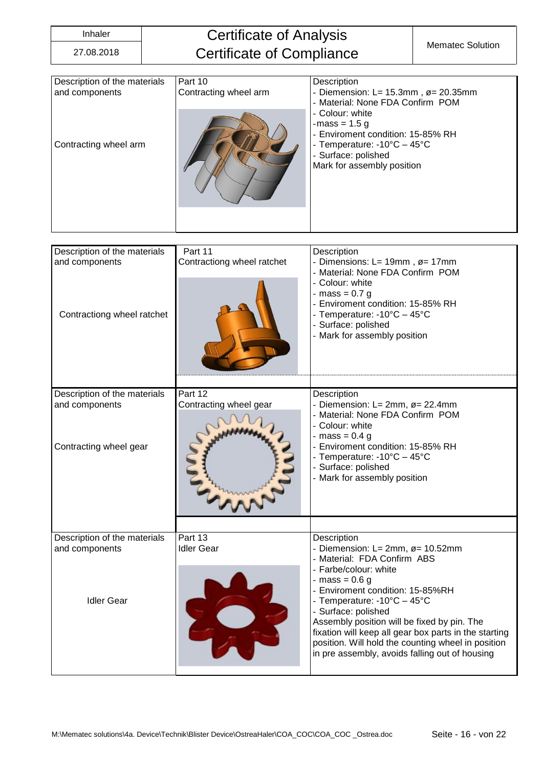| Inhaler | Certificate of Analysis<br>Certificate of Compliance | Mematec Solution |
|---|---|---|
| 27.08.2018 | | |

| Description of the materials and components | Part 10<br>Contracting wheel arm | Description |
|---|---|---|
| Contracting wheel arm | | - Diemension: L= 15.3mm , ø= 20.35mm<br>- Material: None FDA Confirm POM<br>- Colour: white<br>-mass = 1.5 g<br>- Enviroment condition: 15-85% RH<br>- Temperature: -10°C – 45°C<br>- Surface: polished<br>Mark for assembly position |

| Description of the materials and components | Part 11<br>Contractiong wheel ratchet | Description |
|---|---|---|
| Contractiong wheel ratchet | | - Dimensions: L= 19mm , ø= 17mm<br>- Material: None FDA Confirm POM<br>- Colour: white<br>- mass = 0.7 g<br>- Enviroment condition: 15-85% RH<br>- Temperature: -10°C – 45°C<br>- Surface: polished<br>- Mark for assembly position |
| **Description of the materials and components** | **Part 12<br>Contracting wheel gear** | **Description** |
| Contracting wheel gear | | - Diemension: L= 2mm, ø= 22.4mm<br>- Material: None FDA Confirm POM<br>- Colour: white<br>- mass = 0.4 g<br>- Enviroment condition: 15-85% RH<br>- Temperature: -10°C – 45°C<br>- Surface: polished<br>- Mark for assembly position |
| **Description of the materials and components** | **Part 13<br>Idler Gear** | **Description** |
| Idler Gear | | - Diemension: L= 2mm, ø= 10.52mm<br>- Material: FDA Confirm ABS<br>- Farbe/colour: white<br>- mass = 0.6 g<br>- Enviroment condition: 15-85%RH<br>- Temperature: -10°C – 45°C<br>- Surface: polished<br>Assembly position will be fixed by pin. The fixation will keep all gear box parts in the starting position. Will hold the counting wheel in position in pre assembly, avoids falling out of housing |

M:\Mematec solutions\4a. Device\Technik\Blister Device\OstreaHaler\COA_COC\COA_COC _Ostrea.doc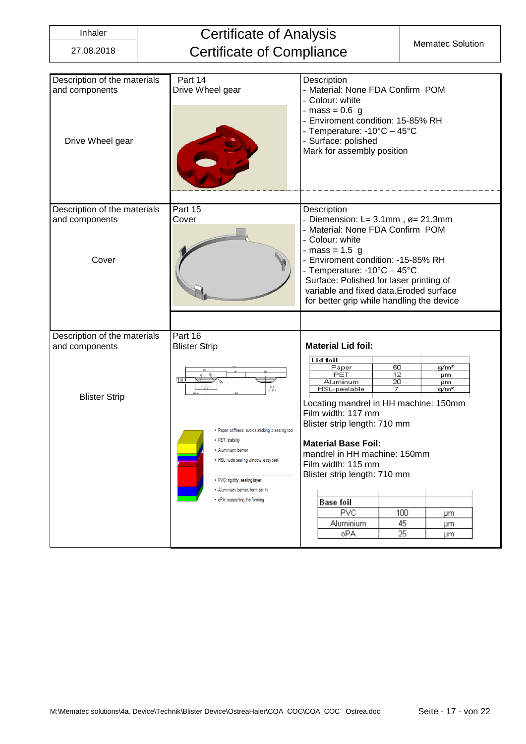| Inhaler | Certificate of Analysis<br>Certificate of Compliance | Mematec Solution |
|---|---|---|
| 27.08.2018 | | |

| Description of the materials and components | Part | Description |
|---|---|---|
| Drive Wheel gear | Part 14<br>Drive Wheel gear | Description<br>- Material: None FDA Confirm POM<br>- Colour: white<br>- mass = 0.6 g<br>- Enviroment condition: 15-85% RH<br>- Temperature: -10°C – 45°C<br>- Surface: polished<br>Mark for assembly position |
| Cover | Part 15<br>Cover | Description<br>- Diemension: L= 3.1mm , ø= 21.3mm<br>- Material: None FDA Confirm POM<br>- Colour: white<br>- mass = 1.5 g<br>- Enviroment condition: -15-85% RH<br>- Temperature: -10°C – 45°C<br>Surface: Polished for laser printing of variable and fixed data.Eroded surface for better grip while handling the device |
| Blister Strip | Part 16<br>Blister Strip<br>• Paper: stiffness, avoids sticking to sealing tool<br>• PET: stability<br>• Aluminium: barrier<br>• HSL: wide sealing window, easy peel<br>• PVC: rigidity, sealing layer<br>• Aluminium: barrier, form ability<br>• oPA: supporting the forming | **Material Lid foil:**<br>Lid foil: Paper 50 g/m²; PET 12 µm; Aluminum 20 µm; HSL-peelable 7 g/m²<br>Locating mandrel in HH machine: 150mm<br>Film width: 117 mm<br>Blister strip length: 710 mm<br>**Material Base Foil:**<br>mandrel in HH machine: 150mm<br>Film width: 115 mm<br>Blister strip length: 710 mm<br>Base foil: PVC 100 µm; Aluminium 45 µm; oPA 25 µm |

| Lid foil | | |
|---|---|---|
| Paper | 50 | g/m² |
| PET | 12 | µm |
| Aluminum | 20 | µm |
| HSL-peelable | 7 | g/m² |

| Base foil | | |
|---|---|---|
| PVC | 100 | µm |
| Aluminium | 45 | µm |
| oPA | 25 | µm |

M:\Mematec solutions\4a. Device\Technik\Blister Device\OstreaHaler\COA_COC\COA_COC _Ostrea.doc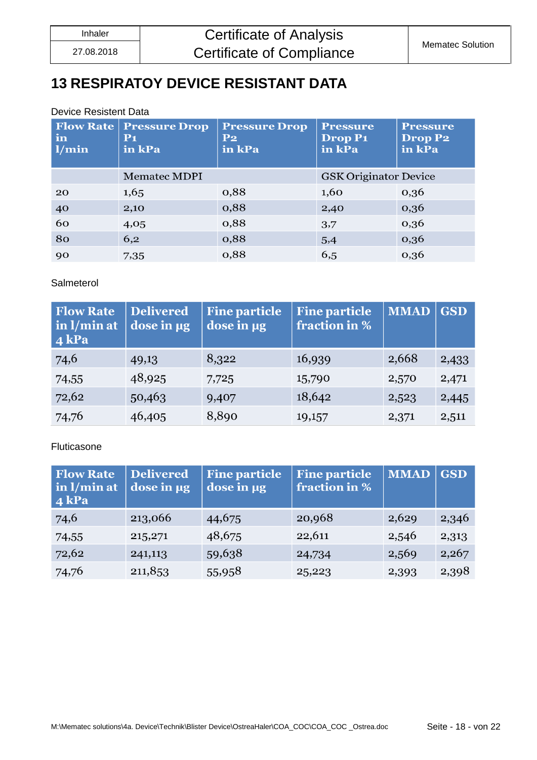# 13 RESPIRATOY DEVICE RESISTANT DATA

Device Resistent Data

| Flow Rate in l/min | Pressure Drop P1 in kPa | Pressure Drop P2 in kPa | Pressure Drop P1 in kPa | Pressure Drop P2 in kPa |
|---|---|---|---|---|
| | Mematec MDPI | | GSK Originator Device | |
| 20 | 1,65 | 0,88 | 1,60 | 0,36 |
| 40 | 2,10 | 0,88 | 2,40 | 0,36 |
| 60 | 4,05 | 0,88 | 3,7 | 0,36 |
| 80 | 6,2 | 0,88 | 5,4 | 0,36 |
| 90 | 7,35 | 0,88 | 6,5 | 0,36 |

Salmeterol

| Flow Rate in l/min at 4 kPa | Delivered dose in µg | Fine particle dose in µg | Fine particle fraction in % | MMAD | GSD |
|---|---|---|---|---|---|
| 74,6 | 49,13 | 8,322 | 16,939 | 2,668 | 2,433 |
| 74,55 | 48,925 | 7,725 | 15,790 | 2,570 | 2,471 |
| 72,62 | 50,463 | 9,407 | 18,642 | 2,523 | 2,445 |
| 74,76 | 46,405 | 8,890 | 19,157 | 2,371 | 2,511 |

Fluticasone

| Flow Rate in l/min at 4 kPa | Delivered dose in µg | Fine particle dose in µg | Fine particle fraction in % | MMAD | GSD |
|---|---|---|---|---|---|
| 74,6 | 213,066 | 44,675 | 20,968 | 2,629 | 2,346 |
| 74,55 | 215,271 | 48,675 | 22,611 | 2,546 | 2,313 |
| 72,62 | 241,113 | 59,638 | 24,734 | 2,569 | 2,267 |
| 74,76 | 211,853 | 55,958 | 25,223 | 2,393 | 2,398 |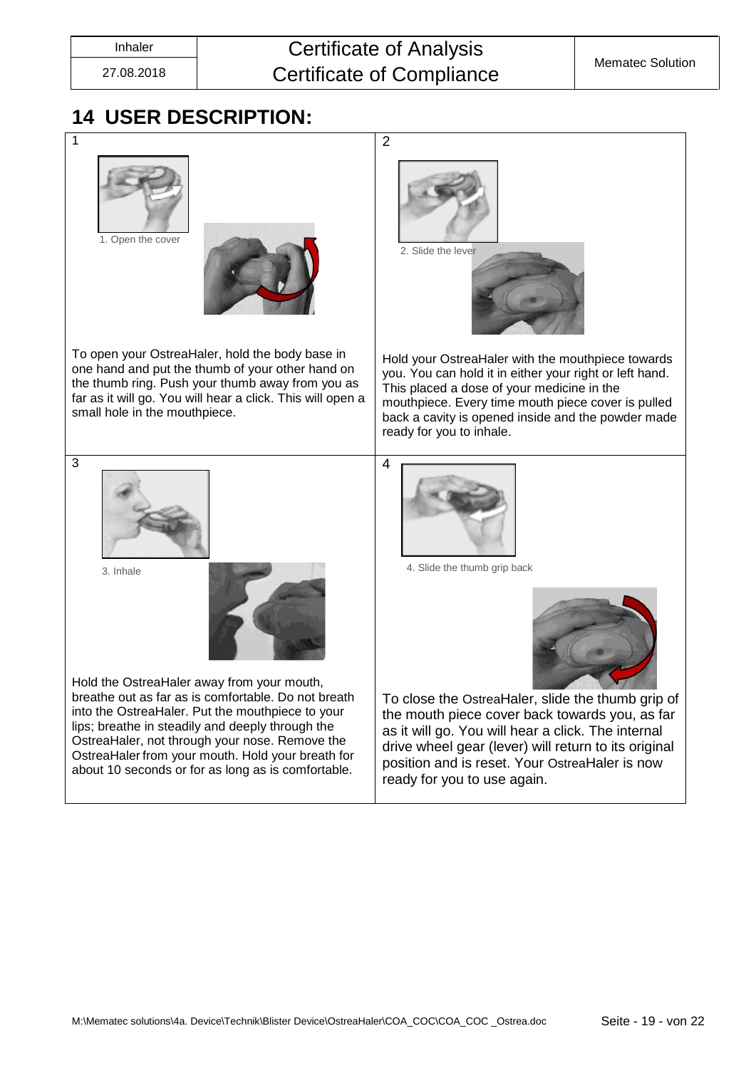## 14 USER DESCRIPTION:

**1**

1. Open the cover

To open your OstreaHaler, hold the body base in one hand and put the thumb of your other hand on the thumb ring. Push your thumb away from you as far as it will go. You will hear a click. This will open a small hole in the mouthpiece.

**2**

2. Slide the lever

Hold your OstreaHaler with the mouthpiece towards you. You can hold it in either your right or left hand. This placed a dose of your medicine in the mouthpiece. Every time mouth piece cover is pulled back a cavity is opened inside and the powder made ready for you to inhale.

**3**

3. Inhale

Hold the OstreaHaler away from your mouth, breathe out as far as is comfortable. Do not breath into the OstreaHaler. Put the mouthpiece to your lips; breathe in steadily and deeply through the OstreaHaler, not through your nose. Remove the OstreaHaler from your mouth. Hold your breath for about 10 seconds or for as long as is comfortable.

**4**

4. Slide the thumb grip back

To close the OstreaHaler, slide the thumb grip of the mouth piece cover back towards you, as far as it will go. You will hear a click. The internal drive wheel gear (lever) will return to its original position and is reset. Your OstreaHaler is now ready for you to use again.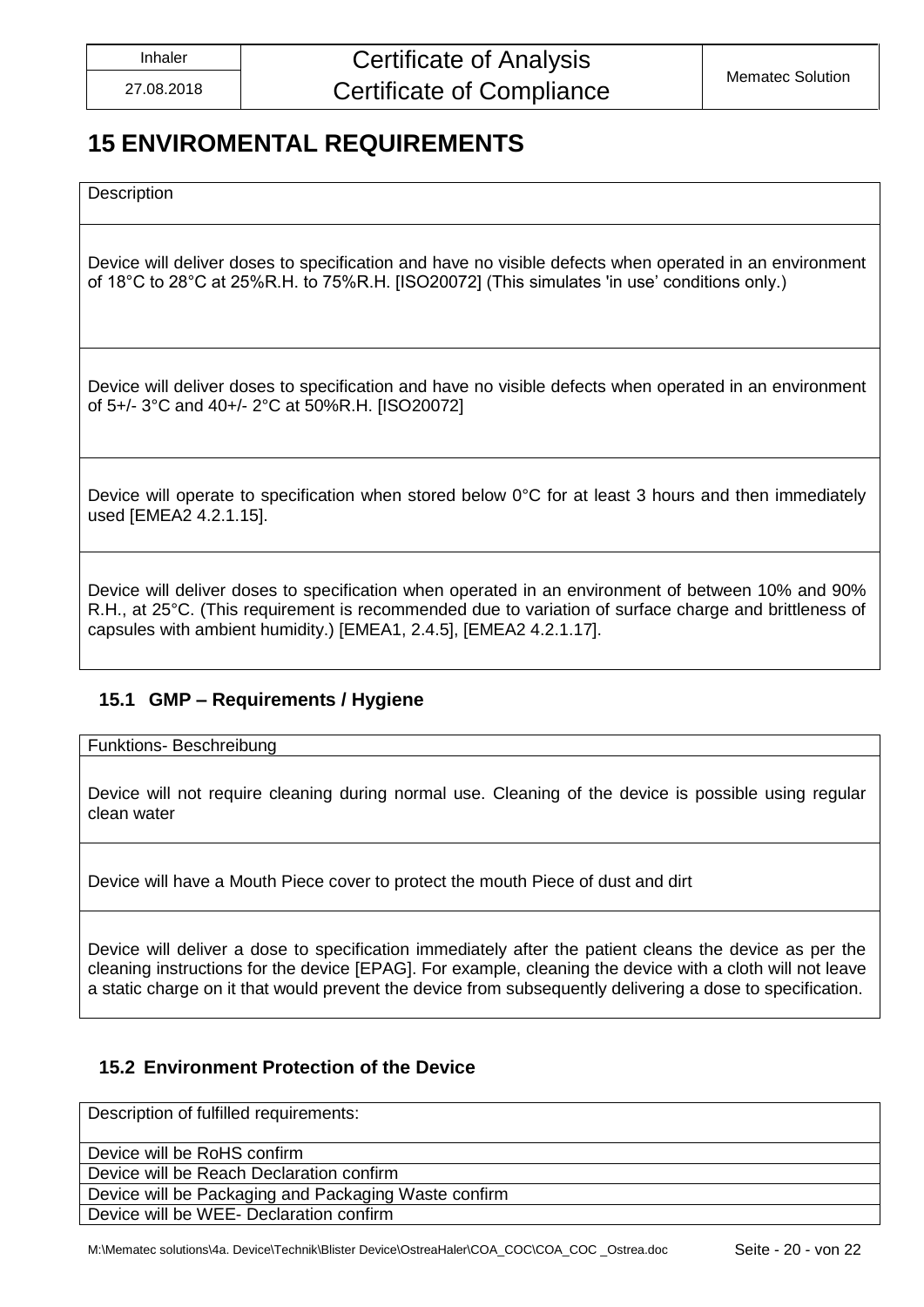# 15 ENVIROMENTAL REQUIREMENTS

| Description |
| --- |
| Device will deliver doses to specification and have no visible defects when operated in an environment of 18°C to 28°C at 25%R.H. to 75%R.H. [ISO20072] (This simulates 'in use' conditions only.) |
| Device will deliver doses to specification and have no visible defects when operated in an environment of 5+/- 3°C and 40+/- 2°C at 50%R.H. [ISO20072] |
| Device will operate to specification when stored below 0°C for at least 3 hours and then immediately used [EMEA2 4.2.1.15]. |
| Device will deliver doses to specification when operated in an environment of between 10% and 90% R.H., at 25°C. (This requirement is recommended due to variation of surface charge and brittleness of capsules with ambient humidity.) [EMEA1, 2.4.5], [EMEA2 4.2.1.17]. |

## 15.1 GMP – Requirements / Hygiene

| Funktions- Beschreibung |
| --- |
| Device will not require cleaning during normal use. Cleaning of the device is possible using regular clean water |
| Device will have a Mouth Piece cover to protect the mouth Piece of dust and dirt |
| Device will deliver a dose to specification immediately after the patient cleans the device as per the cleaning instructions for the device [EPAG]. For example, cleaning the device with a cloth will not leave a static charge on it that would prevent the device from subsequently delivering a dose to specification. |

## 15.2 Environment Protection of the Device

| Description of fulfilled requirements: |
| --- |
| Device will be RoHS confirm |
| Device will be Reach Declaration confirm |
| Device will be Packaging and Packaging Waste confirm |
| Device will be WEE- Declaration confirm |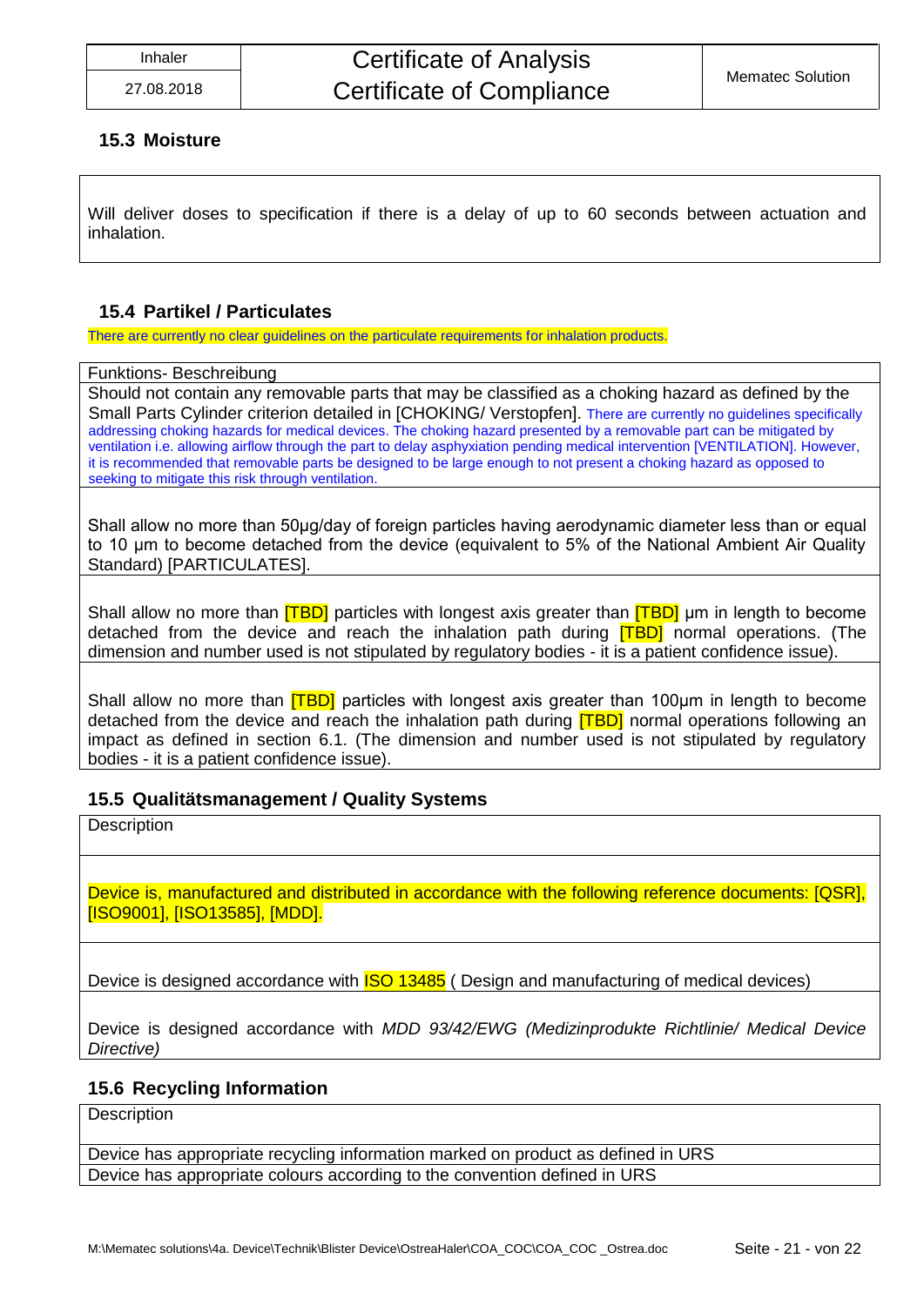## 15.3 Moisture

| Will deliver doses to specification if there is a delay of up to 60 seconds between actuation and inhalation. |
|---|

## 15.4 Partikel / Particulates

There are currently no clear guidelines on the particulate requirements for inhalation products.

| Funktions- Beschreibung |
|---|
| Should not contain any removable parts that may be classified as a choking hazard as defined by the Small Parts Cylinder criterion detailed in [CHOKING/ Verstopfen]. There are currently no guidelines specifically addressing choking hazards for medical devices. The choking hazard presented by a removable part can be mitigated by ventilation i.e. allowing airflow through the part to delay asphyxiation pending medical intervention [VENTILATION]. However, it is recommended that removable parts be designed to be large enough to not present a choking hazard as opposed to seeking to mitigate this risk through ventilation. |
| Shall allow no more than 50µg/day of foreign particles having aerodynamic diameter less than or equal to 10 µm to become detached from the device (equivalent to 5% of the National Ambient Air Quality Standard) [PARTICULATES]. |
| Shall allow no more than [TBD] particles with longest axis greater than [TBD] µm in length to become detached from the device and reach the inhalation path during [TBD] normal operations. (The dimension and number used is not stipulated by regulatory bodies - it is a patient confidence issue). |
| Shall allow no more than [TBD] particles with longest axis greater than 100µm in length to become detached from the device and reach the inhalation path during [TBD] normal operations following an impact as defined in section 6.1. (The dimension and number used is not stipulated by regulatory bodies - it is a patient confidence issue). |

## 15.5 Qualitätsmanagement / Quality Systems

| Description |
|---|
| Device is, manufactured and distributed in accordance with the following reference documents: [QSR], [ISO9001], [ISO13585], [MDD]. |
| Device is designed accordance with ISO 13485 ( Design and manufacturing of medical devices) |
| Device is designed accordance with *MDD 93/42/EWG (Medizinprodukte Richtlinie/ Medical Device Directive)* |

## 15.6 Recycling Information

| Description |
|---|
| Device has appropriate recycling information marked on product as defined in URS |
| Device has appropriate colours according to the convention defined in URS |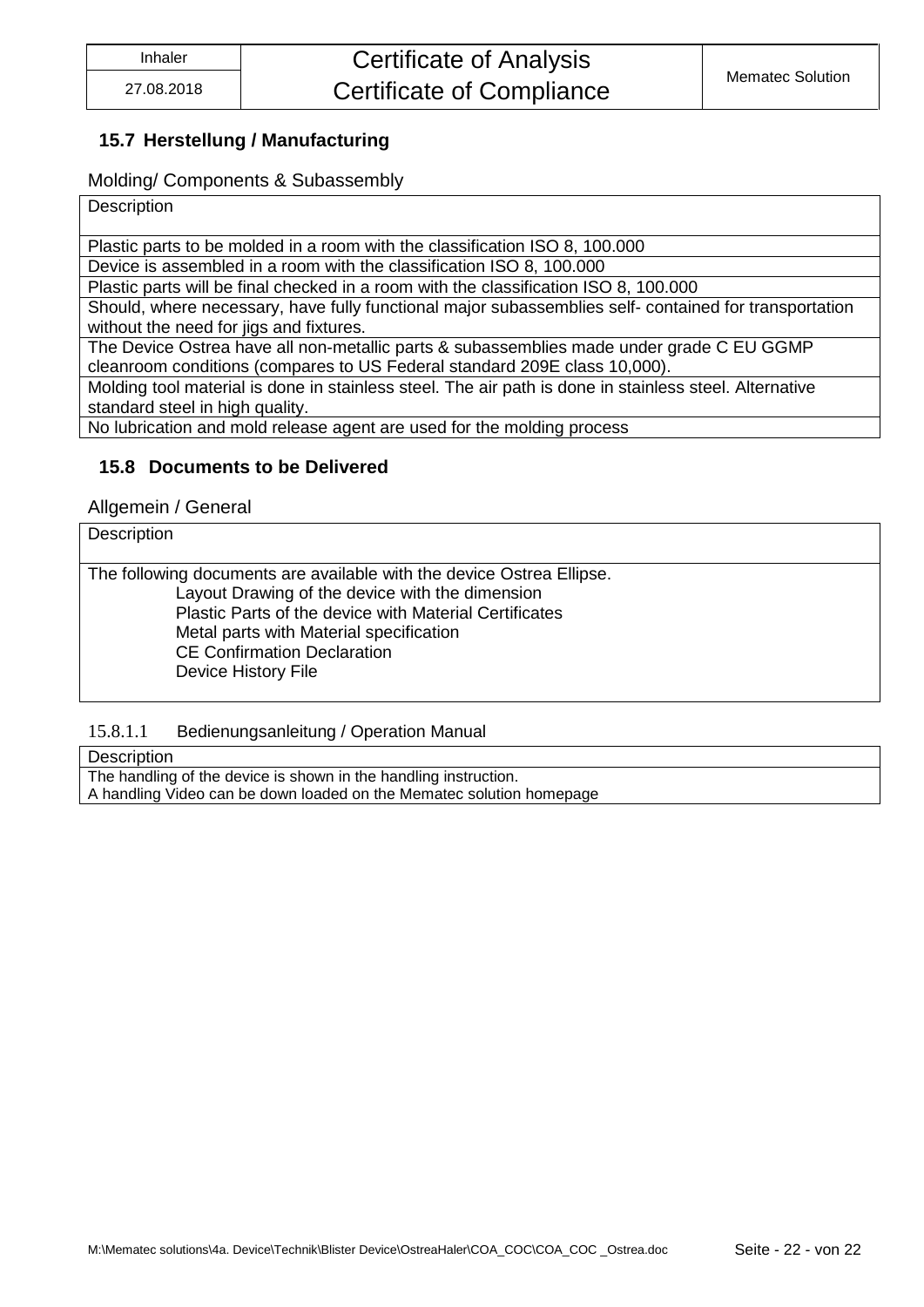## 15.7 Herstellung / Manufacturing

Molding/ Components & Subassembly

| Description |
| --- |
| Plastic parts to be molded in a room with the classification ISO 8, 100.000 |
| Device is assembled in a room with the classification ISO 8, 100.000 |
| Plastic parts will be final checked in a room with the classification ISO 8, 100.000 |
| Should, where necessary, have fully functional major subassemblies self- contained for transportation without the need for jigs and fixtures. |
| The Device Ostrea have all non-metallic parts & subassemblies made under grade C EU GGMP cleanroom conditions (compares to US Federal standard 209E class 10,000). |
| Molding tool material is done in stainless steel. The air path is done in stainless steel. Alternative standard steel in high quality. |
| No lubrication and mold release agent are used for the molding process |

## 15.8 Documents to be Delivered

Allgemein / General

| Description |
| --- |
| The following documents are available with the device Ostrea Ellipse.<br>Layout Drawing of the device with the dimension<br>Plastic Parts of the device with Material Certificates<br>Metal parts with Material specification<br>CE Confirmation Declaration<br>Device History File |

### 15.8.1.1 Bedienungsanleitung / Operation Manual

| Description |
| --- |
| The handling of the device is shown in the handling instruction.<br>A handling Video can be down loaded on the Mematec solution homepage |